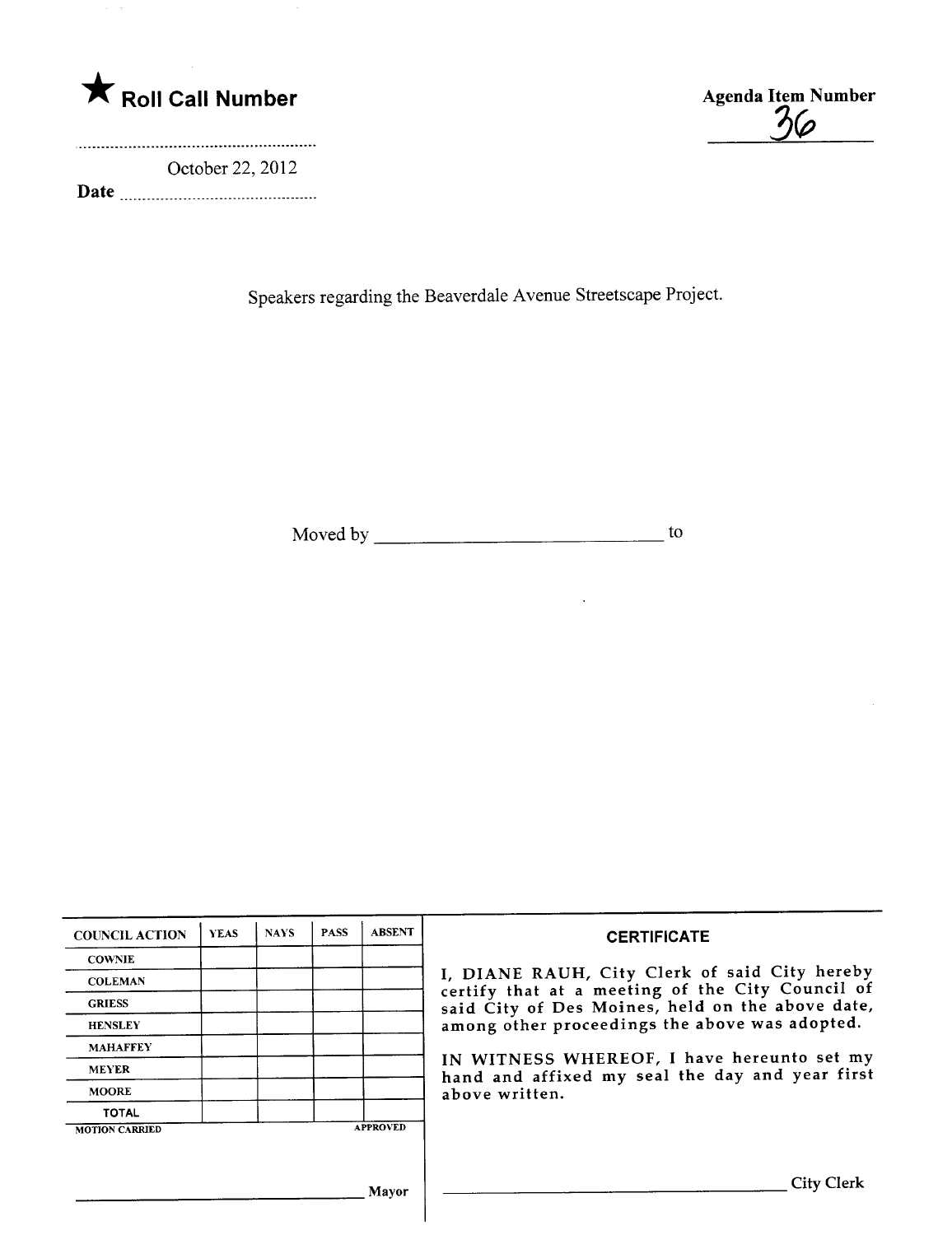★ **Roll Call Number**

Date October 22, 2012

**Agenda Item Number**

36

Speakers regarding the Beaverdale Avenue Streetscape Project.

Moved by ______________________________ to

| COUNCIL ACTION | YEAS | NAYS | PASS | ABSENT |
|---|---|---|---|---|
| COWNIE | | | | |
| COLEMAN | | | | |
| GRIESS | | | | |
| HENSLEY | | | | |
| MAHAFFEY | | | | |
| MEYER | | | | |
| MOORE | | | | |
| TOTAL | | | | |

MOTION CARRIED APPROVED

______________________________ Mayor

**CERTIFICATE**

I, DIANE RAUH, City Clerk of said City hereby certify that at a meeting of the City Council of said City of Des Moines, held on the above date, among other proceedings the above was adopted.

IN WITNESS WHEREOF, I have hereunto set my hand and affixed my seal the day and year first above written.

______________________________ City Clerk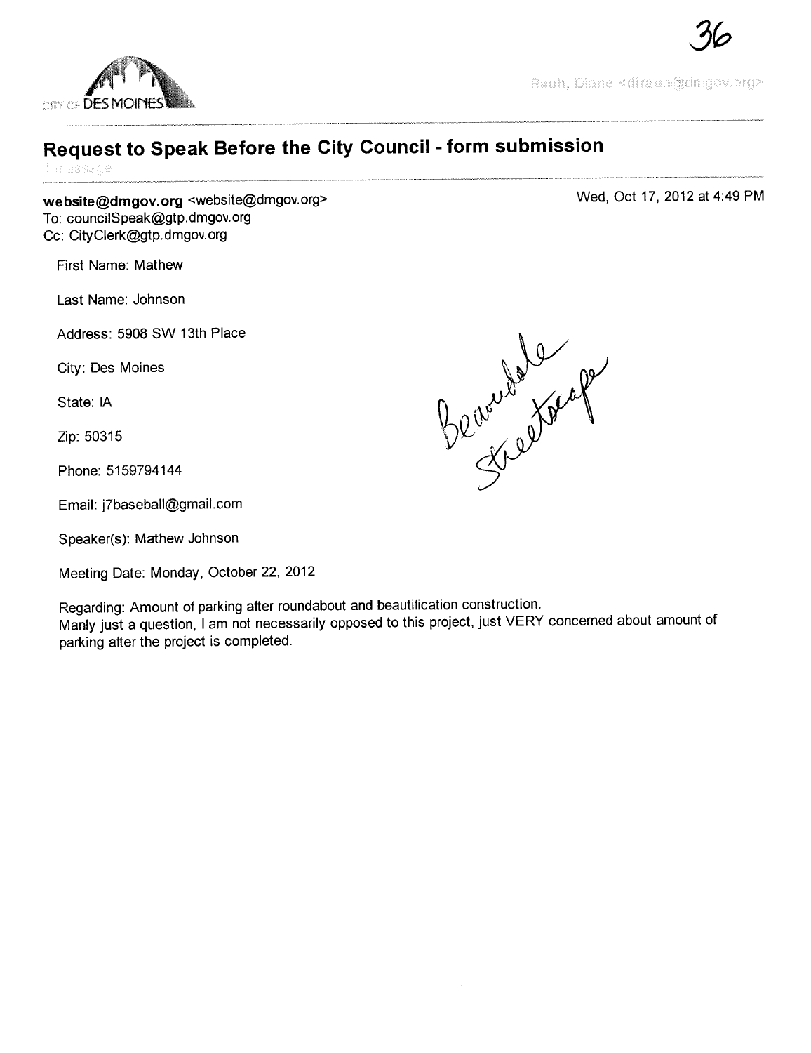36

CITY OF DES MOINES

Rauh, Diane <dirauh@dmgov.org>

## Request to Speak Before the City Council - form submission

1 message

**website@dmgov.org** <website@dmgov.org>
To: councilSpeak@gtp.dmgov.org
Cc: CityClerk@gtp.dmgov.org

Wed, Oct 17, 2012 at 4:49 PM

First Name: Mathew

Last Name: Johnson

Address: 5908 SW 13th Place

City: Des Moines

State: IA

Zip: 50315

Phone: 5159794144

Email: j7baseball@gmail.com

Speaker(s): Mathew Johnson

Meeting Date: Monday, October 22, 2012

Regarding: Amount of parking after roundabout and beautification construction.
Manly just a question, I am not necessarily opposed to this project, just VERY concerned about amount of parking after the project is completed.

Beaverdale Streetscape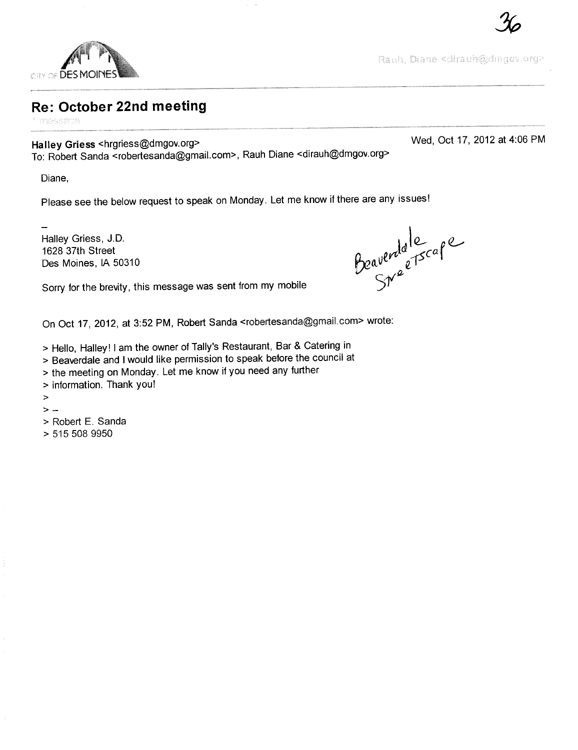CITY OF DES MOINES

Rauh, Diane <dirauh@dmgov.org>

## Re: October 22nd meeting

1 message

**Halley Griess** <hrgriess@dmgov.org> Wed, Oct 17, 2012 at 4:06 PM
To: Robert Sanda <robertesanda@gmail.com>, Rauh Diane <dirauh@dmgov.org>

Diane,

Please see the below request to speak on Monday. Let me know if there are any issues!

–
Halley Griess, J.D.
1628 37th Street
Des Moines, IA 50310

Beaverdale Streetscape

Sorry for the brevity, this message was sent from my mobile

On Oct 17, 2012, at 3:52 PM, Robert Sanda <robertesanda@gmail.com> wrote:

> Hello, Halley! I am the owner of Tally's Restaurant, Bar & Catering in
> Beaverdale and I would like permission to speak before the council at
> the meeting on Monday. Let me know if you need any further
> information. Thank you!
>
> –
> Robert E. Sanda
> 515 508 9950